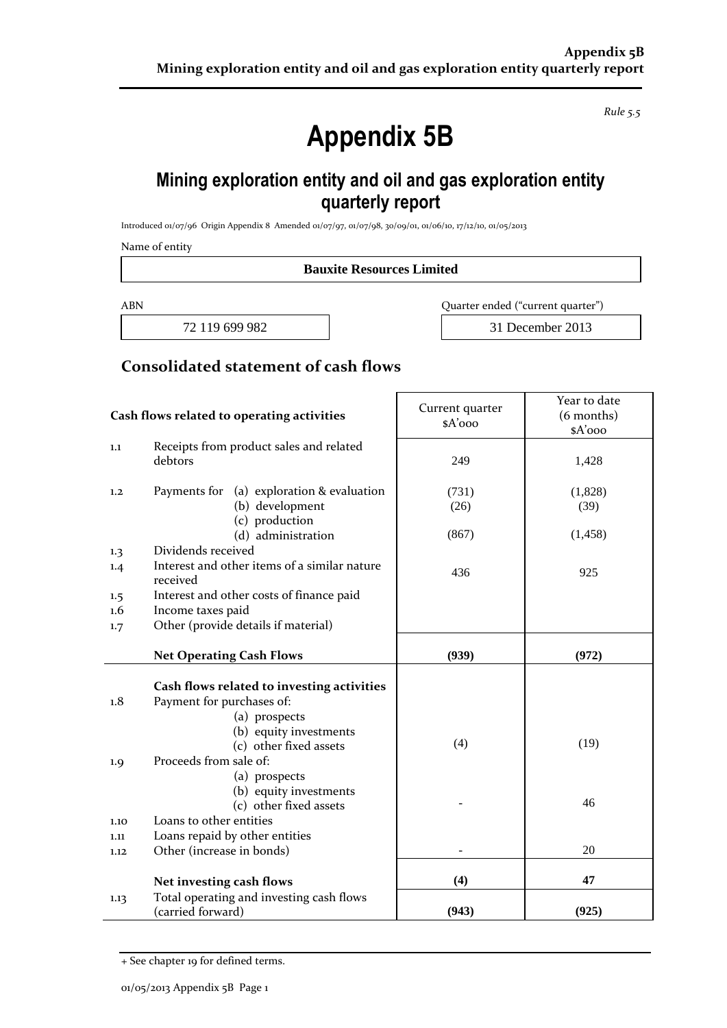*Rule 5.5*

# Appendix 5B

## Mining exploration entity and oil and gas exploration entity quarterly report

Introduced 01/07/96 Origin Appendix 8 Amended 01/07/97, 01/07/98, 30/09/01, 01/06/10, 17/12/10, 01/05/2013

Name of entity

**Bauxite Resources Limited**

| ABN | Quarter ended ("current quarter") |
|---|---|
| 72 119 699 982 | 31 December 2013 |

## Consolidated statement of cash flows

| | Cash flows related to operating activities | Current quarter $A'000 | Year to date (6 months) $A'000 |
|---|---|---|---|
| 1.1 | Receipts from product sales and related debtors | 249 | 1,428 |
| 1.2 | Payments for (a) exploration & evaluation | (731) | (1,828) |
| | (b) development | (26) | (39) |
| | (c) production | | |
| | (d) administration | (867) | (1,458) |
| 1.3 | Dividends received | | |
| 1.4 | Interest and other items of a similar nature received | 436 | 925 |
| 1.5 | Interest and other costs of finance paid | | |
| 1.6 | Income taxes paid | | |
| 1.7 | Other (provide details if material) | | |
| | **Net Operating Cash Flows** | **(939)** | **(972)** |
| | **Cash flows related to investing activities** | | |
| 1.8 | Payment for purchases of: | | |
| | (a) prospects | | |
| | (b) equity investments | | |
| | (c) other fixed assets | (4) | (19) |
| 1.9 | Proceeds from sale of: | | |
| | (a) prospects | | |
| | (b) equity investments | | |
| | (c) other fixed assets | - | 46 |
| 1.10 | Loans to other entities | | |
| 1.11 | Loans repaid by other entities | | |
| 1.12 | Other (increase in bonds) | - | 20 |
| | **Net investing cash flows** | **(4)** | **47** |
| 1.13 | Total operating and investing cash flows (carried forward) | **(943)** | **(925)** |

+ See chapter 19 for defined terms.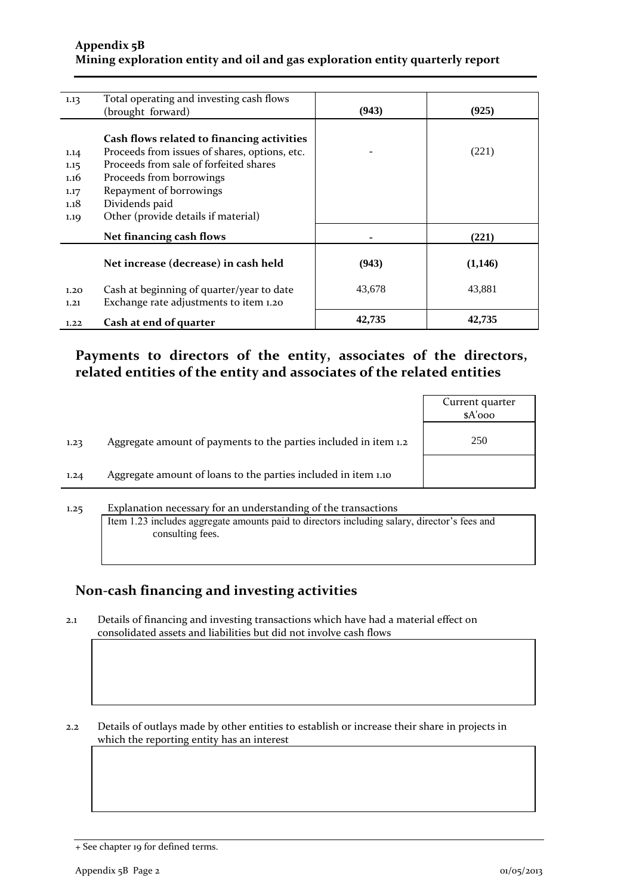| | | | |
|---|---|---|---|
| 1.13 | Total operating and investing cash flows (brought forward) | **(943)** | **(925)** |
| | **Cash flows related to financing activities** | | |
| 1.14 | Proceeds from issues of shares, options, etc. | - | (221) |
| 1.15 | Proceeds from sale of forfeited shares | | |
| 1.16 | Proceeds from borrowings | | |
| 1.17 | Repayment of borrowings | | |
| 1.18 | Dividends paid | | |
| 1.19 | Other (provide details if material) | | |
| | **Net financing cash flows** | **-** | **(221)** |
| | **Net increase (decrease) in cash held** | **(943)** | **(1,146)** |
| 1.20 | Cash at beginning of quarter/year to date | 43,678 | 43,881 |
| 1.21 | Exchange rate adjustments to item 1.20 | | |
| 1.22 | **Cash at end of quarter** | **42,735** | **42,735** |

## Payments to directors of the entity, associates of the directors, related entities of the entity and associates of the related entities

| | | Current quarter $A'000 |
|---|---|---|
| 1.23 | Aggregate amount of payments to the parties included in item 1.2 | 250 |
| 1.24 | Aggregate amount of loans to the parties included in item 1.10 | |

1.25 Explanation necessary for an understanding of the transactions

Item 1.23 includes aggregate amounts paid to directors including salary, director's fees and consulting fees.

## Non-cash financing and investing activities

2.1 Details of financing and investing transactions which have had a material effect on consolidated assets and liabilities but did not involve cash flows

2.2 Details of outlays made by other entities to establish or increase their share in projects in which the reporting entity has an interest

+ See chapter 19 for defined terms.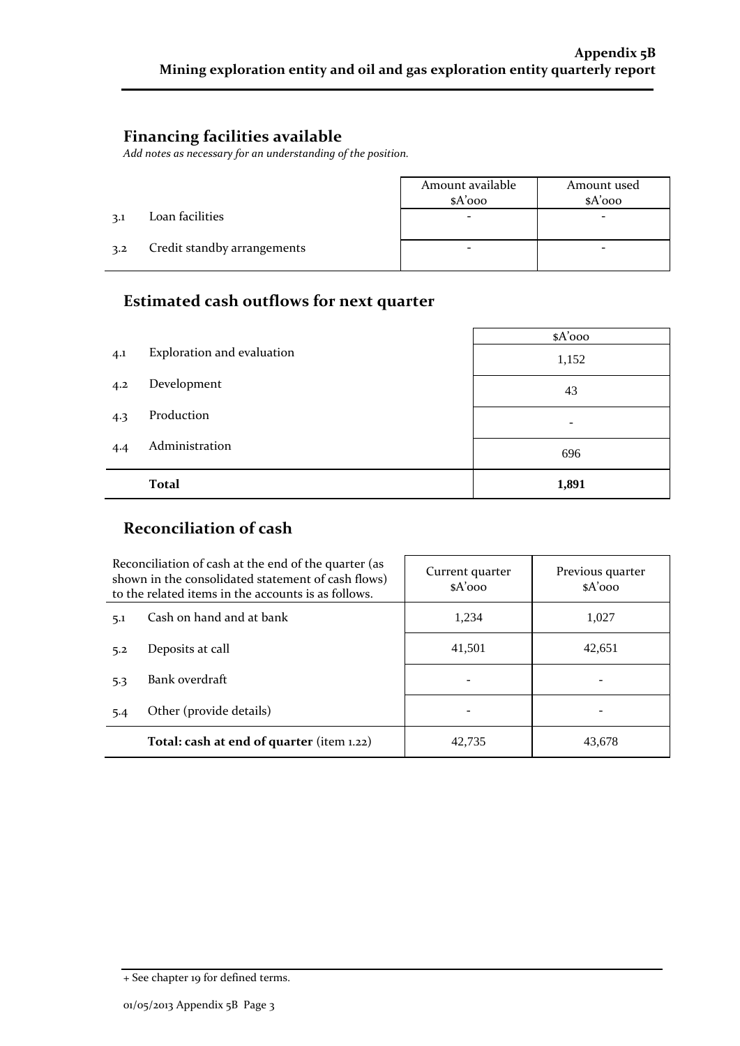## Financing facilities available

*Add notes as necessary for an understanding of the position.*

| | | Amount available $A'000 | Amount used $A'000 |
|---|---|---|---|
| 3.1 | Loan facilities | - | - |
| 3.2 | Credit standby arrangements | - | - |

## Estimated cash outflows for next quarter

| | | $A'000 |
|---|---|---|
| 4.1 | Exploration and evaluation | 1,152 |
| 4.2 | Development | 43 |
| 4.3 | Production | - |
| 4.4 | Administration | 696 |
| | **Total** | **1,891** |

## Reconciliation of cash

| Reconciliation of cash at the end of the quarter (as shown in the consolidated statement of cash flows) to the related items in the accounts is as follows. | | Current quarter $A'000 | Previous quarter $A'000 |
|---|---|---|---|
| 5.1 | Cash on hand and at bank | 1,234 | 1,027 |
| 5.2 | Deposits at call | 41,501 | 42,651 |
| 5.3 | Bank overdraft | - | - |
| 5.4 | Other (provide details) | - | - |
| | **Total: cash at end of quarter** (item 1.22) | 42,735 | 43,678 |

+ See chapter 19 for defined terms.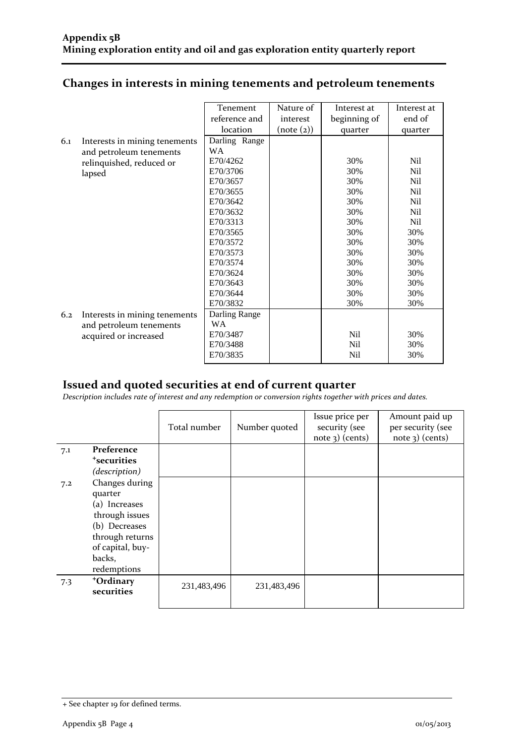## Appendix 5B
## Mining exploration entity and oil and gas exploration entity quarterly report

## Changes in interests in mining tenements and petroleum tenements

| | | Tenement reference and location | Nature of interest (note (2)) | Interest at beginning of quarter | Interest at end of quarter |
|---|---|---|---|---|---|
| 6.1 | Interests in mining tenements and petroleum tenements relinquished, reduced or lapsed | Darling Range WA | | | |
| | | E70/4262 | | 30% | Nil |
| | | E70/3706 | | 30% | Nil |
| | | E70/3657 | | 30% | Nil |
| | | E70/3655 | | 30% | Nil |
| | | E70/3642 | | 30% | Nil |
| | | E70/3632 | | 30% | Nil |
| | | E70/3313 | | 30% | Nil |
| | | E70/3565 | | 30% | 30% |
| | | E70/3572 | | 30% | 30% |
| | | E70/3573 | | 30% | 30% |
| | | E70/3574 | | 30% | 30% |
| | | E70/3624 | | 30% | 30% |
| | | E70/3643 | | 30% | 30% |
| | | E70/3644 | | 30% | 30% |
| | | E70/3832 | | 30% | 30% |
| 6.2 | Interests in mining tenements and petroleum tenements acquired or increased | Darling Range WA | | | |
| | | E70/3487 | | Nil | 30% |
| | | E70/3488 | | Nil | 30% |
| | | E70/3835 | | Nil | 30% |

## Issued and quoted securities at end of current quarter

*Description includes rate of interest and any redemption or conversion rights together with prices and dates.*

| | | Total number | Number quoted | Issue price per security (see note 3) (cents) | Amount paid up per security (see note 3) (cents) |
|---|---|---|---|---|---|
| 7.1 | **Preference +securities** *(description)* | | | | |
| 7.2 | Changes during quarter (a) Increases through issues (b) Decreases through returns of capital, buy-backs, redemptions | | | | |
| 7.3 | **+Ordinary securities** | 231,483,496 | 231,483,496 | | |

+ See chapter 19 for defined terms.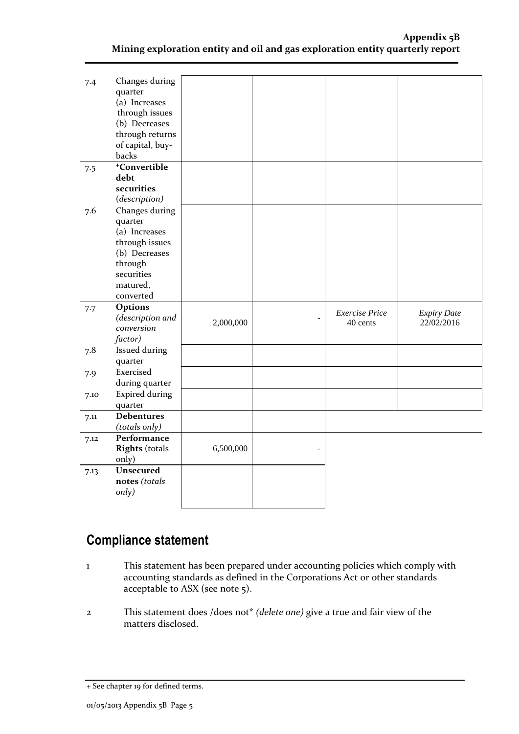| | | | | | |
|---|---|---|---|---|---|
| 7.4 | Changes during quarter<br>(a) Increases through issues<br>(b) Decreases through returns of capital, buy-backs | | | | |
| 7.5 | **+Convertible debt securities** *(description)* | | | | |
| 7.6 | Changes during quarter<br>(a) Increases through issues<br>(b) Decreases through securities matured, converted | | | | |
| 7.7 | **Options** *(description and conversion factor)* | 2,000,000 | - | *Exercise Price*<br>40 cents | *Expiry Date*<br>22/02/2016 |
| 7.8 | Issued during quarter | | | | |
| 7.9 | Exercised during quarter | | | | |
| 7.10 | Expired during quarter | | | | |
| 7.11 | **Debentures** *(totals only)* | | | | |
| 7.12 | **Performance Rights** (totals only) | 6,500,000 | - | | |
| 7.13 | **Unsecured notes** *(totals only)* | | | | |

## Compliance statement

1 This statement has been prepared under accounting policies which comply with accounting standards as defined in the Corporations Act or other standards acceptable to ASX (see note 5).

2 This statement does /does not* *(delete one)* give a true and fair view of the matters disclosed.

+ See chapter 19 for defined terms.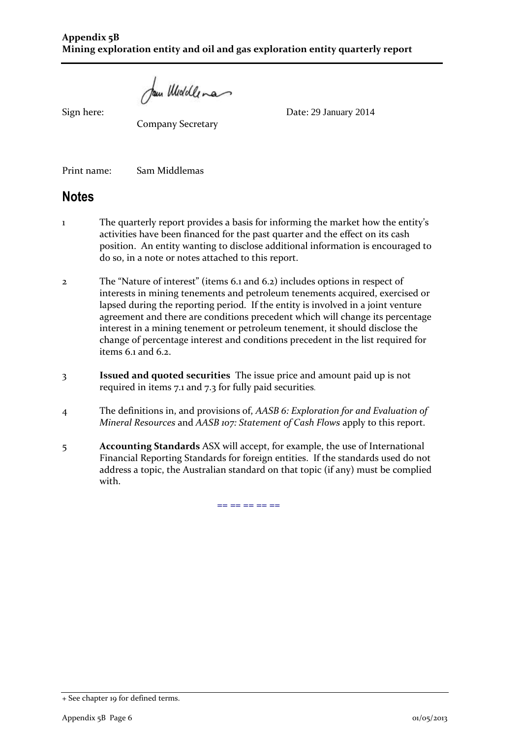Sign here: Company Secretary Date: 29 January 2014

Print name: Sam Middlemas

## Notes

1. The quarterly report provides a basis for informing the market how the entity's activities have been financed for the past quarter and the effect on its cash position. An entity wanting to disclose additional information is encouraged to do so, in a note or notes attached to this report.

2. The "Nature of interest" (items 6.1 and 6.2) includes options in respect of interests in mining tenements and petroleum tenements acquired, exercised or lapsed during the reporting period. If the entity is involved in a joint venture agreement and there are conditions precedent which will change its percentage interest in a mining tenement or petroleum tenement, it should disclose the change of percentage interest and conditions precedent in the list required for items 6.1 and 6.2.

3. **Issued and quoted securities** The issue price and amount paid up is not required in items 7.1 and 7.3 for fully paid securities.

4. The definitions in, and provisions of, *AASB 6: Exploration for and Evaluation of Mineral Resources* and *AASB 107: Statement of Cash Flows* apply to this report.

5. **Accounting Standards** ASX will accept, for example, the use of International Financial Reporting Standards for foreign entities. If the standards used do not address a topic, the Australian standard on that topic (if any) must be complied with.

== == == == ==

+ See chapter 19 for defined terms.